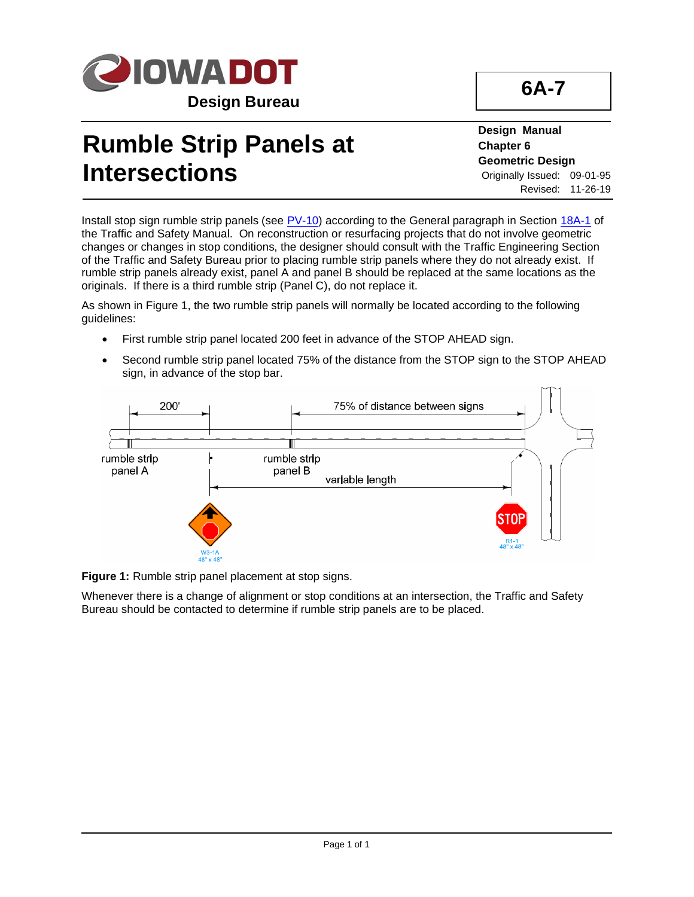IOWADOT

Design Bureau

6A-7

# Rumble Strip Panels at Intersections

**Design Manual**
**Chapter 6**
**Geometric Design**
Originally Issued: 09-01-95
Revised: 11-26-19

Install stop sign rumble strip panels (see PV-10) according to the General paragraph in Section 18A-1 of the Traffic and Safety Manual. On reconstruction or resurfacing projects that do not involve geometric changes or changes in stop conditions, the designer should consult with the Traffic Engineering Section of the Traffic and Safety Bureau prior to placing rumble strip panels where they do not already exist. If rumble strip panels already exist, panel A and panel B should be replaced at the same locations as the originals. If there is a third rumble strip (Panel C), do not replace it.

As shown in Figure 1, the two rumble strip panels will normally be located according to the following guidelines:

- First rumble strip panel located 200 feet in advance of the STOP AHEAD sign.
- Second rumble strip panel located 75% of the distance from the STOP sign to the STOP AHEAD sign, in advance of the stop bar.

**Figure 1:** Rumble strip panel placement at stop signs.

Whenever there is a change of alignment or stop conditions at an intersection, the Traffic and Safety Bureau should be contacted to determine if rumble strip panels are to be placed.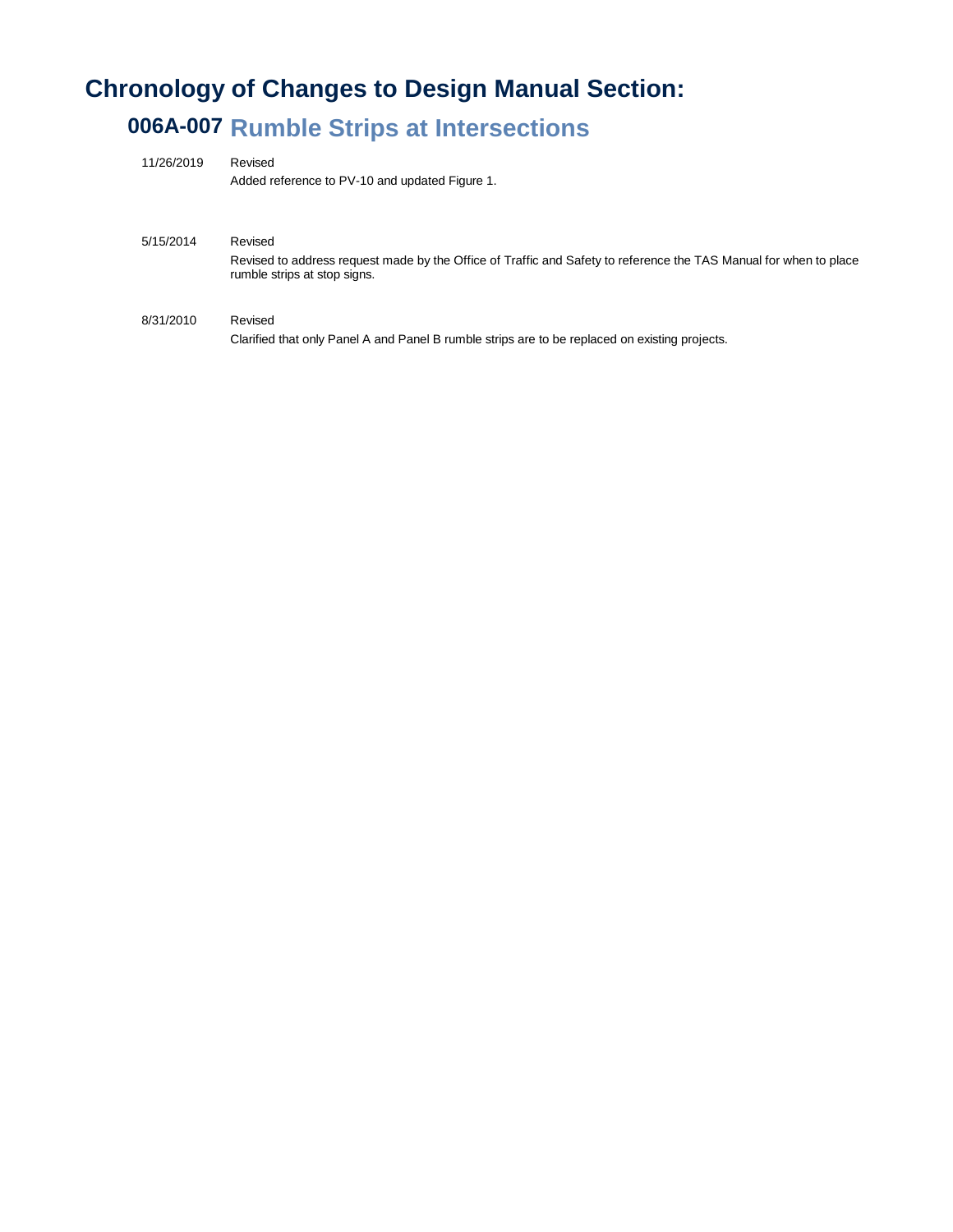# Chronology of Changes to Design Manual Section:

## 006A-007 Rumble Strips at Intersections

11/26/2019 Revised

Added reference to PV-10 and updated Figure 1.

5/15/2014 Revised

Revised to address request made by the Office of Traffic and Safety to reference the TAS Manual for when to place rumble strips at stop signs.

8/31/2010 Revised

Clarified that only Panel A and Panel B rumble strips are to be replaced on existing projects.